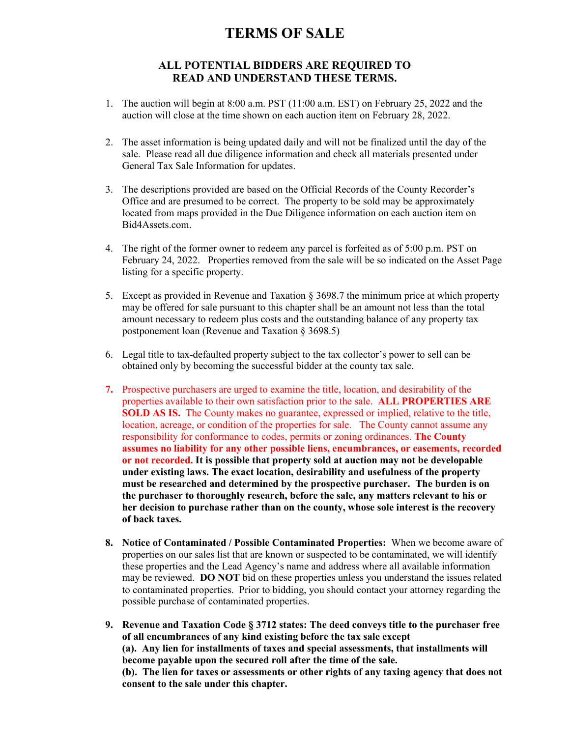# TERMS OF SALE

## ALL POTENTIAL BIDDERS ARE REQUIRED TO READ AND UNDERSTAND THESE TERMS.

1. The auction will begin at 8:00 a.m. PST (11:00 a.m. EST) on February 25, 2022 and the auction will close at the time shown on each auction item on February 28, 2022.

2. The asset information is being updated daily and will not be finalized until the day of the sale. Please read all due diligence information and check all materials presented under General Tax Sale Information for updates.

3. The descriptions provided are based on the Official Records of the County Recorder's Office and are presumed to be correct. The property to be sold may be approximately located from maps provided in the Due Diligence information on each auction item on Bid4Assets.com.

4. The right of the former owner to redeem any parcel is forfeited as of 5:00 p.m. PST on February 24, 2022. Properties removed from the sale will be so indicated on the Asset Page listing for a specific property.

5. Except as provided in Revenue and Taxation § 3698.7 the minimum price at which property may be offered for sale pursuant to this chapter shall be an amount not less than the total amount necessary to redeem plus costs and the outstanding balance of any property tax postponement loan (Revenue and Taxation § 3698.5)

6. Legal title to tax-defaulted property subject to the tax collector's power to sell can be obtained only by becoming the successful bidder at the county tax sale.

7. Prospective purchasers are urged to examine the title, location, and desirability of the properties available to their own satisfaction prior to the sale. **ALL PROPERTIES ARE SOLD AS IS.** The County makes no guarantee, expressed or implied, relative to the title, location, acreage, or condition of the properties for sale. The County cannot assume any responsibility for conformance to codes, permits or zoning ordinances. **The County assumes no liability for any other possible liens, encumbrances, or easements, recorded or not recorded. It is possible that property sold at auction may not be developable under existing laws. The exact location, desirability and usefulness of the property must be researched and determined by the prospective purchaser. The burden is on the purchaser to thoroughly research, before the sale, any matters relevant to his or her decision to purchase rather than on the county, whose sole interest is the recovery of back taxes.**

8. **Notice of Contaminated / Possible Contaminated Properties:** When we become aware of properties on our sales list that are known or suspected to be contaminated, we will identify these properties and the Lead Agency's name and address where all available information may be reviewed. **DO NOT** bid on these properties unless you understand the issues related to contaminated properties. Prior to bidding, you should contact your attorney regarding the possible purchase of contaminated properties.

9. **Revenue and Taxation Code § 3712 states: The deed conveys title to the purchaser free of all encumbrances of any kind existing before the tax sale except**
   **(a). Any lien for installments of taxes and special assessments, that installments will become payable upon the secured roll after the time of the sale.**
   **(b). The lien for taxes or assessments or other rights of any taxing agency that does not consent to the sale under this chapter.**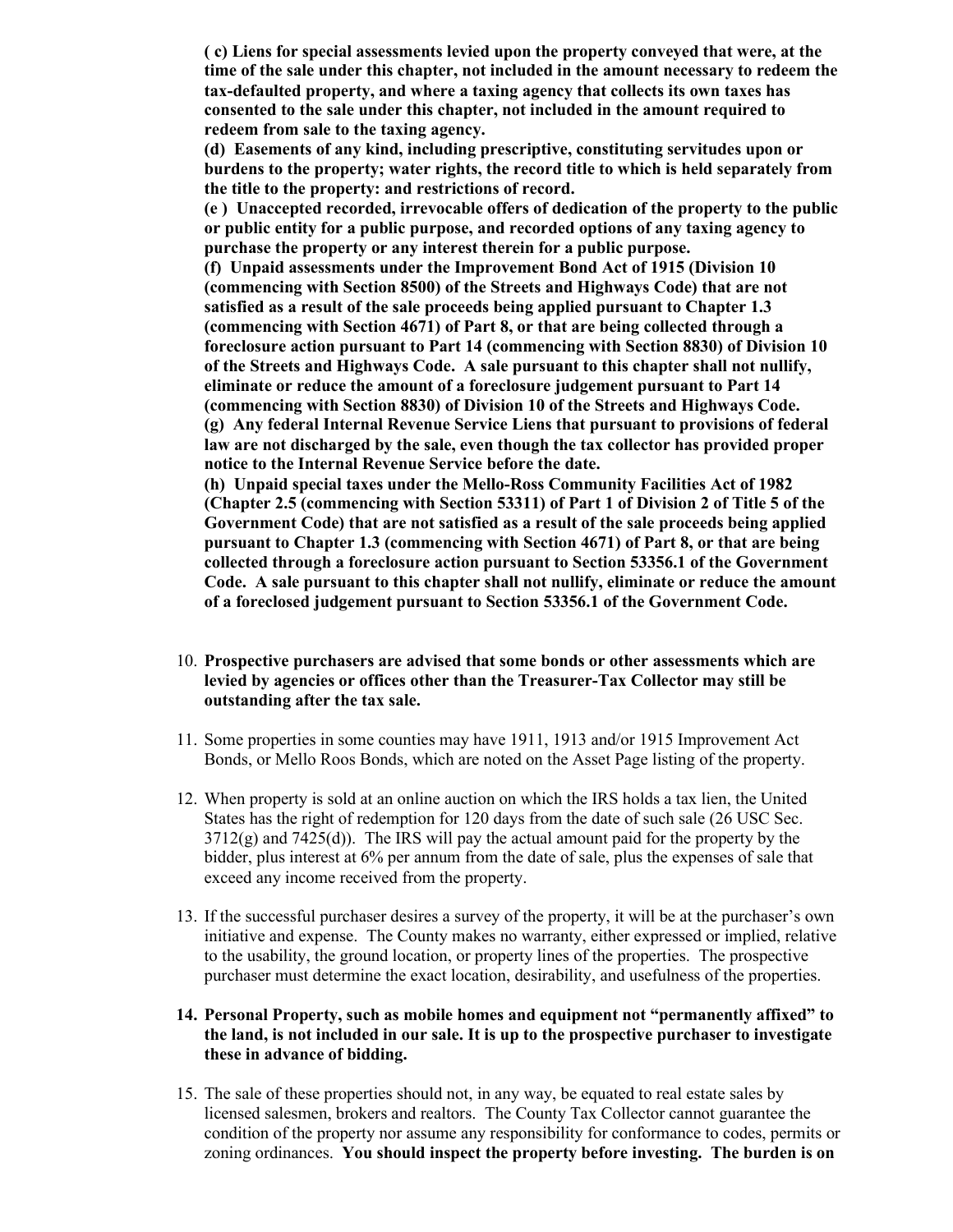**( c) Liens for special assessments levied upon the property conveyed that were, at the time of the sale under this chapter, not included in the amount necessary to redeem the tax-defaulted property, and where a taxing agency that collects its own taxes has consented to the sale under this chapter, not included in the amount required to redeem from sale to the taxing agency.**

**(d) Easements of any kind, including prescriptive, constituting servitudes upon or burdens to the property; water rights, the record title to which is held separately from the title to the property: and restrictions of record.**

**(e ) Unaccepted recorded, irrevocable offers of dedication of the property to the public or public entity for a public purpose, and recorded options of any taxing agency to purchase the property or any interest therein for a public purpose.**

**(f) Unpaid assessments under the Improvement Bond Act of 1915 (Division 10 (commencing with Section 8500) of the Streets and Highways Code) that are not satisfied as a result of the sale proceeds being applied pursuant to Chapter 1.3 (commencing with Section 4671) of Part 8, or that are being collected through a foreclosure action pursuant to Part 14 (commencing with Section 8830) of Division 10 of the Streets and Highways Code. A sale pursuant to this chapter shall not nullify, eliminate or reduce the amount of a foreclosure judgement pursuant to Part 14 (commencing with Section 8830) of Division 10 of the Streets and Highways Code.**

**(g) Any federal Internal Revenue Service Liens that pursuant to provisions of federal law are not discharged by the sale, even though the tax collector has provided proper notice to the Internal Revenue Service before the date.**

**(h) Unpaid special taxes under the Mello-Ross Community Facilities Act of 1982 (Chapter 2.5 (commencing with Section 53311) of Part 1 of Division 2 of Title 5 of the Government Code) that are not satisfied as a result of the sale proceeds being applied pursuant to Chapter 1.3 (commencing with Section 4671) of Part 8, or that are being collected through a foreclosure action pursuant to Section 53356.1 of the Government Code. A sale pursuant to this chapter shall not nullify, eliminate or reduce the amount of a foreclosed judgement pursuant to Section 53356.1 of the Government Code.**

10. **Prospective purchasers are advised that some bonds or other assessments which are levied by agencies or offices other than the Treasurer-Tax Collector may still be outstanding after the tax sale.**

11. Some properties in some counties may have 1911, 1913 and/or 1915 Improvement Act Bonds, or Mello Roos Bonds, which are noted on the Asset Page listing of the property.

12. When property is sold at an online auction on which the IRS holds a tax lien, the United States has the right of redemption for 120 days from the date of such sale (26 USC Sec. 3712(g) and 7425(d)). The IRS will pay the actual amount paid for the property by the bidder, plus interest at 6% per annum from the date of sale, plus the expenses of sale that exceed any income received from the property.

13. If the successful purchaser desires a survey of the property, it will be at the purchaser's own initiative and expense. The County makes no warranty, either expressed or implied, relative to the usability, the ground location, or property lines of the properties. The prospective purchaser must determine the exact location, desirability, and usefulness of the properties.

14. **Personal Property, such as mobile homes and equipment not "permanently affixed" to the land, is not included in our sale. It is up to the prospective purchaser to investigate these in advance of bidding.**

15. The sale of these properties should not, in any way, be equated to real estate sales by licensed salesmen, brokers and realtors. The County Tax Collector cannot guarantee the condition of the property nor assume any responsibility for conformance to codes, permits or zoning ordinances. **You should inspect the property before investing. The burden is on**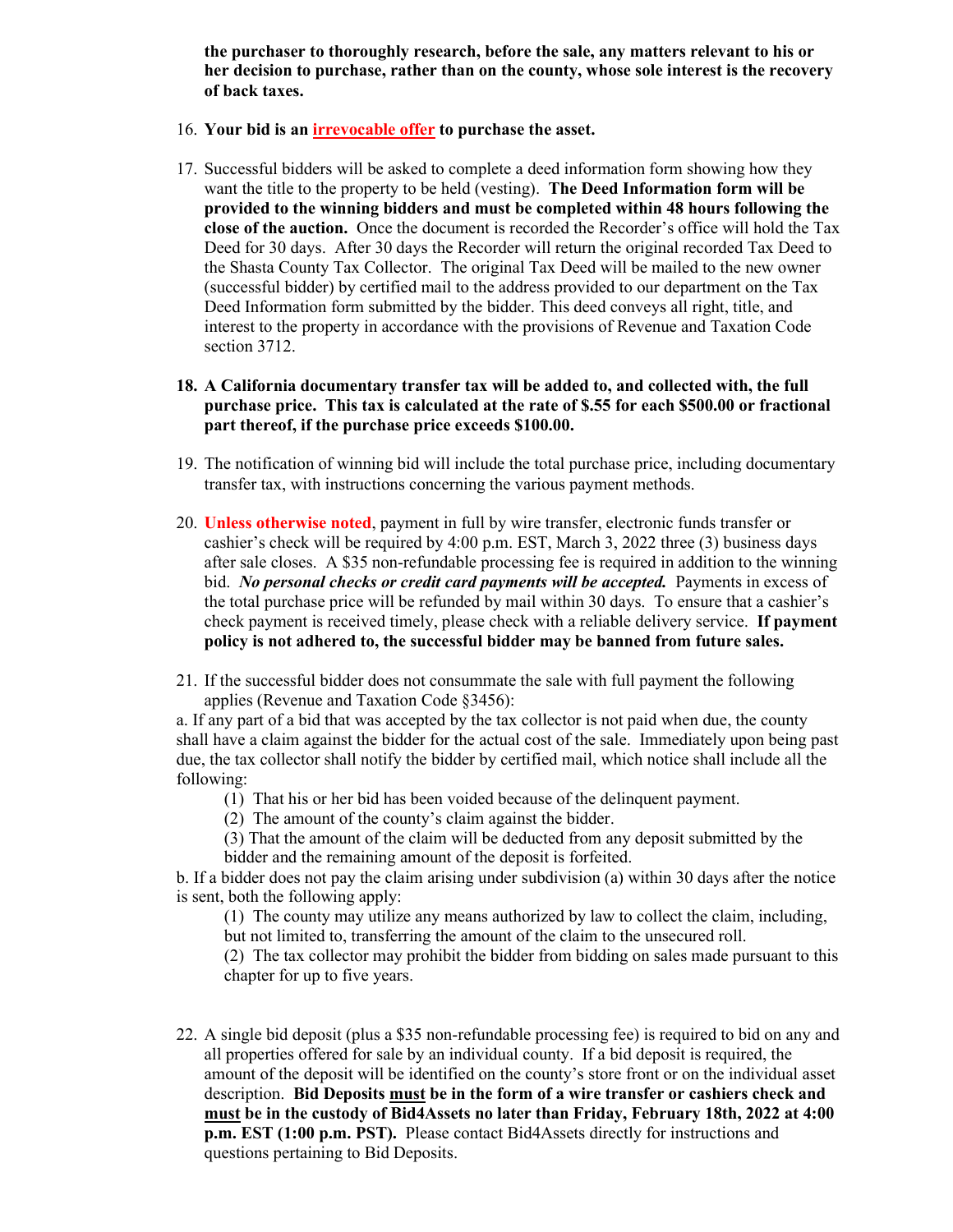**the purchaser to thoroughly research, before the sale, any matters relevant to his or her decision to purchase, rather than on the county, whose sole interest is the recovery of back taxes.**

16. **Your bid is an irrevocable offer to purchase the asset.**

17. Successful bidders will be asked to complete a deed information form showing how they want the title to the property to be held (vesting). **The Deed Information form will be provided to the winning bidders and must be completed within 48 hours following the close of the auction.** Once the document is recorded the Recorder's office will hold the Tax Deed for 30 days. After 30 days the Recorder will return the original recorded Tax Deed to the Shasta County Tax Collector. The original Tax Deed will be mailed to the new owner (successful bidder) by certified mail to the address provided to our department on the Tax Deed Information form submitted by the bidder. This deed conveys all right, title, and interest to the property in accordance with the provisions of Revenue and Taxation Code section 3712.

18. **A California documentary transfer tax will be added to, and collected with, the full purchase price. This tax is calculated at the rate of $.55 for each $500.00 or fractional part thereof, if the purchase price exceeds $100.00.**

19. The notification of winning bid will include the total purchase price, including documentary transfer tax, with instructions concerning the various payment methods.

20. **Unless otherwise noted**, payment in full by wire transfer, electronic funds transfer or cashier's check will be required by 4:00 p.m. EST, March 3, 2022 three (3) business days after sale closes. A $35 non-refundable processing fee is required in addition to the winning bid. ***No personal checks or credit card payments will be accepted.*** Payments in excess of the total purchase price will be refunded by mail within 30 days. To ensure that a cashier's check payment is received timely, please check with a reliable delivery service. **If payment policy is not adhered to, the successful bidder may be banned from future sales.**

21. If the successful bidder does not consummate the sale with full payment the following applies (Revenue and Taxation Code §3456):

a. If any part of a bid that was accepted by the tax collector is not paid when due, the county shall have a claim against the bidder for the actual cost of the sale. Immediately upon being past due, the tax collector shall notify the bidder by certified mail, which notice shall include all the following:

(1) That his or her bid has been voided because of the delinquent payment.
(2) The amount of the county's claim against the bidder.
(3) That the amount of the claim will be deducted from any deposit submitted by the bidder and the remaining amount of the deposit is forfeited.

b. If a bidder does not pay the claim arising under subdivision (a) within 30 days after the notice is sent, both the following apply:

(1) The county may utilize any means authorized by law to collect the claim, including, but not limited to, transferring the amount of the claim to the unsecured roll.
(2) The tax collector may prohibit the bidder from bidding on sales made pursuant to this chapter for up to five years.

22. A single bid deposit (plus a $35 non-refundable processing fee) is required to bid on any and all properties offered for sale by an individual county. If a bid deposit is required, the amount of the deposit will be identified on the county's store front or on the individual asset description. **Bid Deposits must be in the form of a wire transfer or cashiers check and must be in the custody of Bid4Assets no later than Friday, February 18th, 2022 at 4:00 p.m. EST (1:00 p.m. PST).** Please contact Bid4Assets directly for instructions and questions pertaining to Bid Deposits.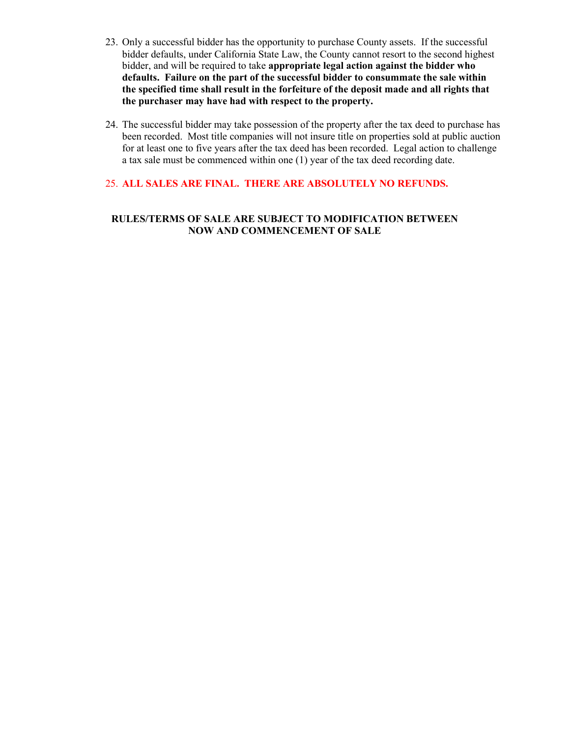23. Only a successful bidder has the opportunity to purchase County assets. If the successful bidder defaults, under California State Law, the County cannot resort to the second highest bidder, and will be required to take **appropriate legal action against the bidder who defaults. Failure on the part of the successful bidder to consummate the sale within the specified time shall result in the forfeiture of the deposit made and all rights that the purchaser may have had with respect to the property.**

24. The successful bidder may take possession of the property after the tax deed to purchase has been recorded. Most title companies will not insure title on properties sold at public auction for at least one to five years after the tax deed has been recorded. Legal action to challenge a tax sale must be commenced within one (1) year of the tax deed recording date.

25. **ALL SALES ARE FINAL. THERE ARE ABSOLUTELY NO REFUNDS.**

**RULES/TERMS OF SALE ARE SUBJECT TO MODIFICATION BETWEEN NOW AND COMMENCEMENT OF SALE**